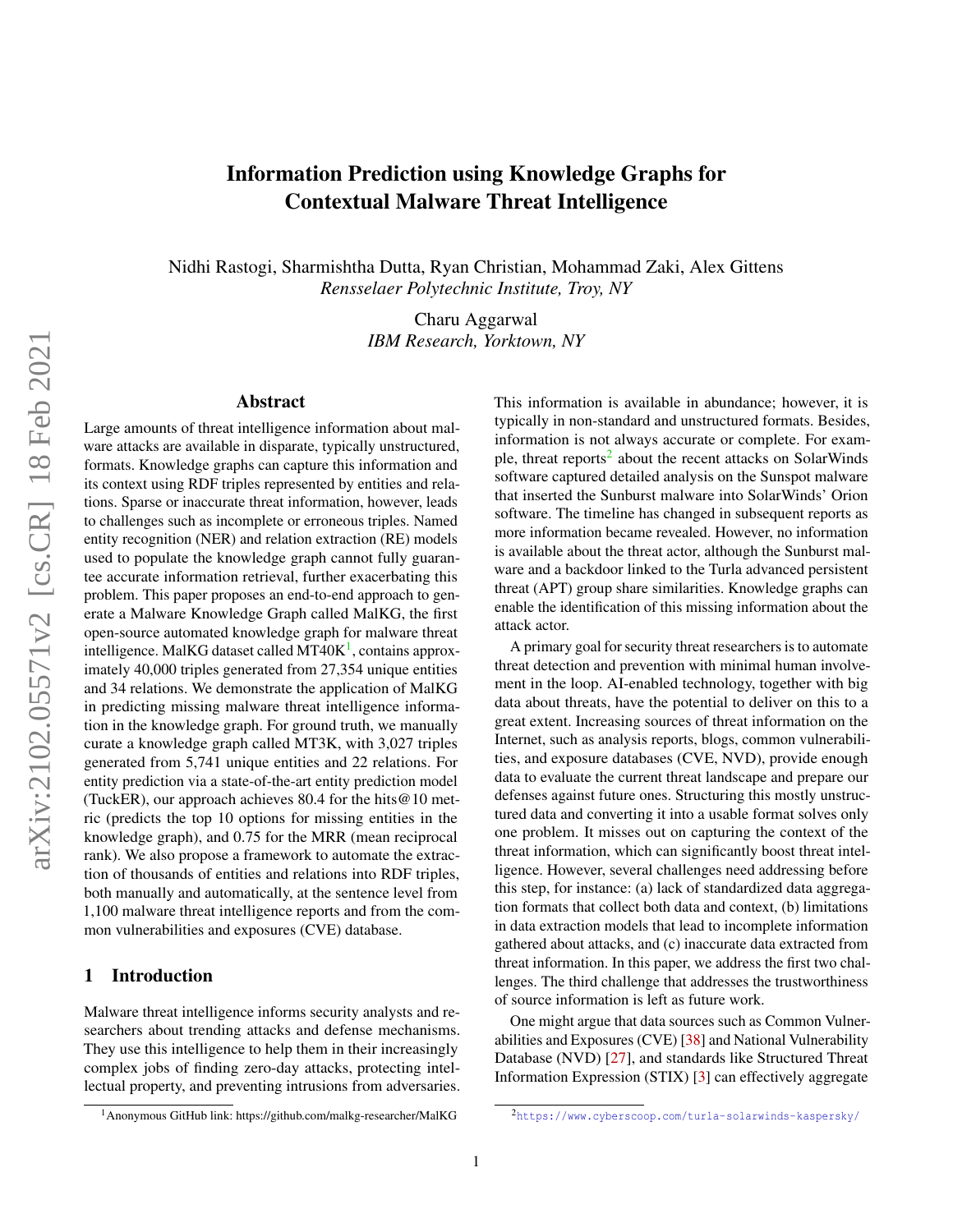# Information Prediction using Knowledge Graphs for Contextual Malware Threat Intelligence

Nidhi Rastogi, Sharmishtha Dutta, Ryan Christian, Mohammad Zaki, Alex Gittens
*Rensselaer Polytechnic Institute, Troy, NY*

Charu Aggarwal
*IBM Research, Yorktown, NY*

## Abstract

Large amounts of threat intelligence information about malware attacks are available in disparate, typically unstructured, formats. Knowledge graphs can capture this information and its context using RDF triples represented by entities and relations. Sparse or inaccurate threat information, however, leads to challenges such as incomplete or erroneous triples. Named entity recognition (NER) and relation extraction (RE) models used to populate the knowledge graph cannot fully guarantee accurate information retrieval, further exacerbating this problem. This paper proposes an end-to-end approach to generate a Malware Knowledge Graph called MalKG, the first open-source automated knowledge graph for malware threat intelligence. MalKG dataset called MT40K[1], contains approximately 40,000 triples generated from 27,354 unique entities and 34 relations. We demonstrate the application of MalKG in predicting missing malware threat intelligence information in the knowledge graph. For ground truth, we manually curate a knowledge graph called MT3K, with 3,027 triples generated from 5,741 unique entities and 22 relations. For entity prediction via a state-of-the-art entity prediction model (TuckER), our approach achieves 80.4 for the hits@10 metric (predicts the top 10 options for missing entities in the knowledge graph), and 0.75 for the MRR (mean reciprocal rank). We also propose a framework to automate the extraction of thousands of entities and relations into RDF triples, both manually and automatically, at the sentence level from 1,100 malware threat intelligence reports and from the common vulnerabilities and exposures (CVE) database.

## 1 Introduction

Malware threat intelligence informs security analysts and researchers about trending attacks and defense mechanisms. They use this intelligence to help them in their increasingly complex jobs of finding zero-day attacks, protecting intellectual property, and preventing intrusions from adversaries. This information is available in abundance; however, it is typically in non-standard and unstructured formats. Besides, information is not always accurate or complete. For example, threat reports[2] about the recent attacks on SolarWinds software captured detailed analysis on the Sunspot malware that inserted the Sunburst malware into SolarWinds' Orion software. The timeline has changed in subsequent reports as more information became revealed. However, no information is available about the threat actor, although the Sunburst malware and a backdoor linked to the Turla advanced persistent threat (APT) group share similarities. Knowledge graphs can enable the identification of this missing information about the attack actor.

A primary goal for security threat researchers is to automate threat detection and prevention with minimal human involvement in the loop. AI-enabled technology, together with big data about threats, have the potential to deliver on this to a great extent. Increasing sources of threat information on the Internet, such as analysis reports, blogs, common vulnerabilities, and exposure databases (CVE, NVD), provide enough data to evaluate the current threat landscape and prepare our defenses against future ones. Structuring this mostly unstructured data and converting it into a usable format solves only one problem. It misses out on capturing the context of the threat information, which can significantly boost threat intelligence. However, several challenges need addressing before this step, for instance: (a) lack of standardized data aggregation formats that collect both data and context, (b) limitations in data extraction models that lead to incomplete information gathered about attacks, and (c) inaccurate data extracted from threat information. In this paper, we address the first two challenges. The third challenge that addresses the trustworthiness of source information is left as future work.

One might argue that data sources such as Common Vulnerabilities and Exposures (CVE) [38] and National Vulnerability Database (NVD) [27], and standards like Structured Threat Information Expression (STIX) [3] can effectively aggregate

[1] Anonymous GitHub link: https://github.com/malkg-researcher/MalKG

[2] https://www.cyberscoop.com/turla-solarwinds-kaspersky/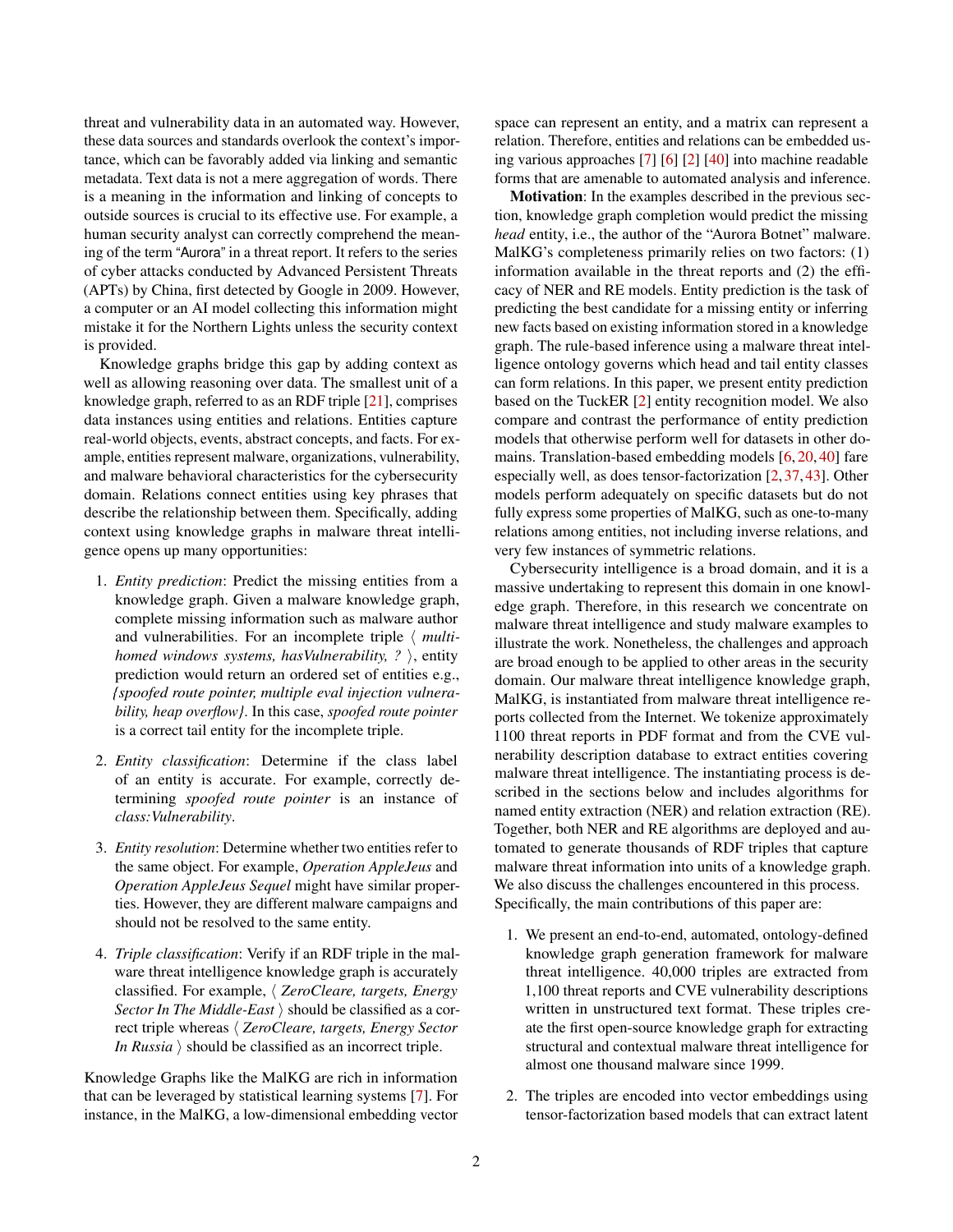threat and vulnerability data in an automated way. However, these data sources and standards overlook the context's importance, which can be favorably added via linking and semantic metadata. Text data is not a mere aggregation of words. There is a meaning in the information and linking of concepts to outside sources is crucial to its effective use. For example, a human security analyst can correctly comprehend the meaning of the term "Aurora" in a threat report. It refers to the series of cyber attacks conducted by Advanced Persistent Threats (APTs) by China, first detected by Google in 2009. However, a computer or an AI model collecting this information might mistake it for the Northern Lights unless the security context is provided.

Knowledge graphs bridge this gap by adding context as well as allowing reasoning over data. The smallest unit of a knowledge graph, referred to as an RDF triple [21], comprises data instances using entities and relations. Entities capture real-world objects, events, abstract concepts, and facts. For example, entities represent malware, organizations, vulnerability, and malware behavioral characteristics for the cybersecurity domain. Relations connect entities using key phrases that describe the relationship between them. Specifically, adding context using knowledge graphs in malware threat intelligence opens up many opportunities:

1. *Entity prediction*: Predict the missing entities from a knowledge graph. Given a malware knowledge graph, complete missing information such as malware author and vulnerabilities. For an incomplete triple ⟨ *multi-homed windows systems, hasVulnerability, ?* ⟩, entity prediction would return an ordered set of entities e.g., *{spoofed route pointer, multiple eval injection vulnerability, heap overflow}*. In this case, *spoofed route pointer* is a correct tail entity for the incomplete triple.

2. *Entity classification*: Determine if the class label of an entity is accurate. For example, correctly determining *spoofed route pointer* is an instance of *class:Vulnerability*.

3. *Entity resolution*: Determine whether two entities refer to the same object. For example, *Operation AppleJeus* and *Operation AppleJeus Sequel* might have similar properties. However, they are different malware campaigns and should not be resolved to the same entity.

4. *Triple classification*: Verify if an RDF triple in the malware threat intelligence knowledge graph is accurately classified. For example, ⟨ *ZeroCleare, targets, Energy Sector In The Middle-East* ⟩ should be classified as a correct triple whereas ⟨ *ZeroCleare, targets, Energy Sector In Russia* ⟩ should be classified as an incorrect triple.

Knowledge Graphs like the MalKG are rich in information that can be leveraged by statistical learning systems [7]. For instance, in the MalKG, a low-dimensional embedding vector space can represent an entity, and a matrix can represent a relation. Therefore, entities and relations can be embedded using various approaches [7] [6] [2] [40] into machine readable forms that are amenable to automated analysis and inference.

**Motivation**: In the examples described in the previous section, knowledge graph completion would predict the missing *head* entity, i.e., the author of the "Aurora Botnet" malware. MalKG's completeness primarily relies on two factors: (1) information available in the threat reports and (2) the efficacy of NER and RE models. Entity prediction is the task of predicting the best candidate for a missing entity or inferring new facts based on existing information stored in a knowledge graph. The rule-based inference using a malware threat intelligence ontology governs which head and tail entity classes can form relations. In this paper, we present entity prediction based on the TuckER [2] entity recognition model. We also compare and contrast the performance of entity prediction models that otherwise perform well for datasets in other domains. Translation-based embedding models [6, 20, 40] fare especially well, as does tensor-factorization [2, 37, 43]. Other models perform adequately on specific datasets but do not fully express some properties of MalKG, such as one-to-many relations among entities, not including inverse relations, and very few instances of symmetric relations.

Cybersecurity intelligence is a broad domain, and it is a massive undertaking to represent this domain in one knowledge graph. Therefore, in this research we concentrate on malware threat intelligence and study malware examples to illustrate the work. Nonetheless, the challenges and approach are broad enough to be applied to other areas in the security domain. Our malware threat intelligence knowledge graph, MalKG, is instantiated from malware threat intelligence reports collected from the Internet. We tokenize approximately 1100 threat reports in PDF format and from the CVE vulnerability description database to extract entities covering malware threat intelligence. The instantiating process is described in the sections below and includes algorithms for named entity extraction (NER) and relation extraction (RE). Together, both NER and RE algorithms are deployed and automated to generate thousands of RDF triples that capture malware threat information into units of a knowledge graph. We also discuss the challenges encountered in this process. Specifically, the main contributions of this paper are:

1. We present an end-to-end, automated, ontology-defined knowledge graph generation framework for malware threat intelligence. 40,000 triples are extracted from 1,100 threat reports and CVE vulnerability descriptions written in unstructured text format. These triples create the first open-source knowledge graph for extracting structural and contextual malware threat intelligence for almost one thousand malware since 1999.

2. The triples are encoded into vector embeddings using tensor-factorization based models that can extract latent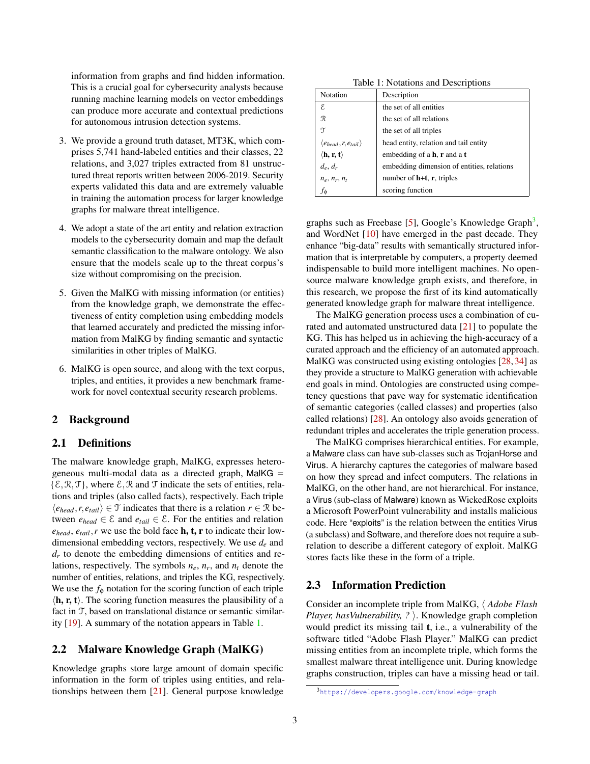information from graphs and find hidden information. This is a crucial goal for cybersecurity analysts because running machine learning models on vector embeddings can produce more accurate and contextual predictions for autonomous intrusion detection systems.

3. We provide a ground truth dataset, MT3K, which comprises 5,741 hand-labeled entities and their classes, 22 relations, and 3,027 triples extracted from 81 unstructured threat reports written between 2006-2019. Security experts validated this data and are extremely valuable in training the automation process for larger knowledge graphs for malware threat intelligence.

4. We adopt a state of the art entity and relation extraction models to the cybersecurity domain and map the default semantic classification to the malware ontology. We also ensure that the models scale up to the threat corpus's size without compromising on the precision.

5. Given the MalKG with missing information (or entities) from the knowledge graph, we demonstrate the effectiveness of entity completion using embedding models that learned accurately and predicted the missing information from MalKG by finding semantic and syntactic similarities in other triples of MalKG.

6. MalKG is open source, and along with the text corpus, triples, and entities, it provides a new benchmark framework for novel contextual security research problems.

## 2 Background

### 2.1 Definitions

The malware knowledge graph, MalKG, expresses heterogeneous multi-modal data as a directed graph, MalKG $= \{\mathcal{E}, \mathcal{R}, \mathcal{T}\}$, where $\mathcal{E}, \mathcal{R}$ and $\mathcal{T}$ indicate the sets of entities, relations and triples (also called facts), respectively. Each triple $\langle e_{head}, r, e_{tail} \rangle \in \mathcal{T}$ indicates that there is a relation $r \in \mathcal{R}$ between $e_{head} \in \mathcal{E}$ and $e_{tail} \in \mathcal{E}$. For the entities and relation $e_{head}$, $e_{tail}$, $r$ we use the bold face **h, t, r** to indicate their low-dimensional embedding vectors, respectively. We use $d_e$ and $d_r$ to denote the embedding dimensions of entities and relations, respectively. The symbols $n_e$, $n_r$, and $n_t$ denote the number of entities, relations, and triples the KG, respectively. We use the $f_\phi$ notation for the scoring function of each triple $\langle \mathbf{h}, \mathbf{r}, \mathbf{t} \rangle$. The scoring function measures the plausibility of a fact in $\mathcal{T}$, based on translational distance or semantic similarity [19]. A summary of the notation appears in Table 1.

Table 1: Notations and Descriptions

| Notation | Description |
|---|---|
| $\mathcal{E}$ | the set of all entities |
| $\mathcal{R}$ | the set of all relations |
| $\mathcal{T}$ | the set of all triples |
| $\langle e_{head}, r, e_{tail} \rangle$ | head entity, relation and tail entity |
| $\langle \mathbf{h}, \mathbf{r}, \mathbf{t} \rangle$ | embedding of a **h**, **r** and a **t** |
| $d_e$, $d_r$ | embedding dimension of entities, relations |
| $n_e$, $n_r$, $n_t$ | number of **h+t**, **r**, triples |
| $f_\phi$ | scoring function |

### 2.2 Malware Knowledge Graph (MalKG)

Knowledge graphs store large amount of domain specific information in the form of triples using entities, and relationships between them [21]. General purpose knowledge graphs such as Freebase [5], Google's Knowledge Graph[3], and WordNet [10] have emerged in the past decade. They enhance "big-data" results with semantically structured information that is interpretable by computers, a property deemed indispensable to build more intelligent machines. No open-source malware knowledge graph exists, and therefore, in this research, we propose the first of its kind automatically generated knowledge graph for malware threat intelligence.

The MalKG generation process uses a combination of curated and automated unstructured data [21] to populate the KG. This has helped us in achieving the high-accuracy of a curated approach and the efficiency of an automated approach. MalKG was constructed using existing ontologies [28, 34] as they provide a structure to MalKG generation with achievable end goals in mind. Ontologies are constructed using competency questions that pave way for systematic identification of semantic categories (called classes) and properties (also called relations) [28]. An ontology also avoids generation of redundant triples and accelerates the triple generation process.

The MalKG comprises hierarchical entities. For example, a Malware class can have sub-classes such as TrojanHorse and Virus. A hierarchy captures the categories of malware based on how they spread and infect computers. The relations in MalKG, on the other hand, are not hierarchical. For instance, a Virus (sub-class of Malware) known as WickedRose exploits a Microsoft PowerPoint vulnerability and installs malicious code. Here "exploits" is the relation between the entities Virus (a subclass) and Software, and therefore does not require a sub-relation to describe a different category of exploit. MalKG stores facts like these in the form of a triple.

### 2.3 Information Prediction

Consider an incomplete triple from MalKG, ⟨ *Adobe Flash Player, hasVulnerability, ?* ⟩. Knowledge graph completion would predict its missing tail **t**, i.e., a vulnerability of the software titled "Adobe Flash Player." MalKG can predict missing entities from an incomplete triple, which forms the smallest malware threat intelligence unit. During knowledge graphs construction, triples can have a missing head or tail.

[3] https://developers.google.com/knowledge-graph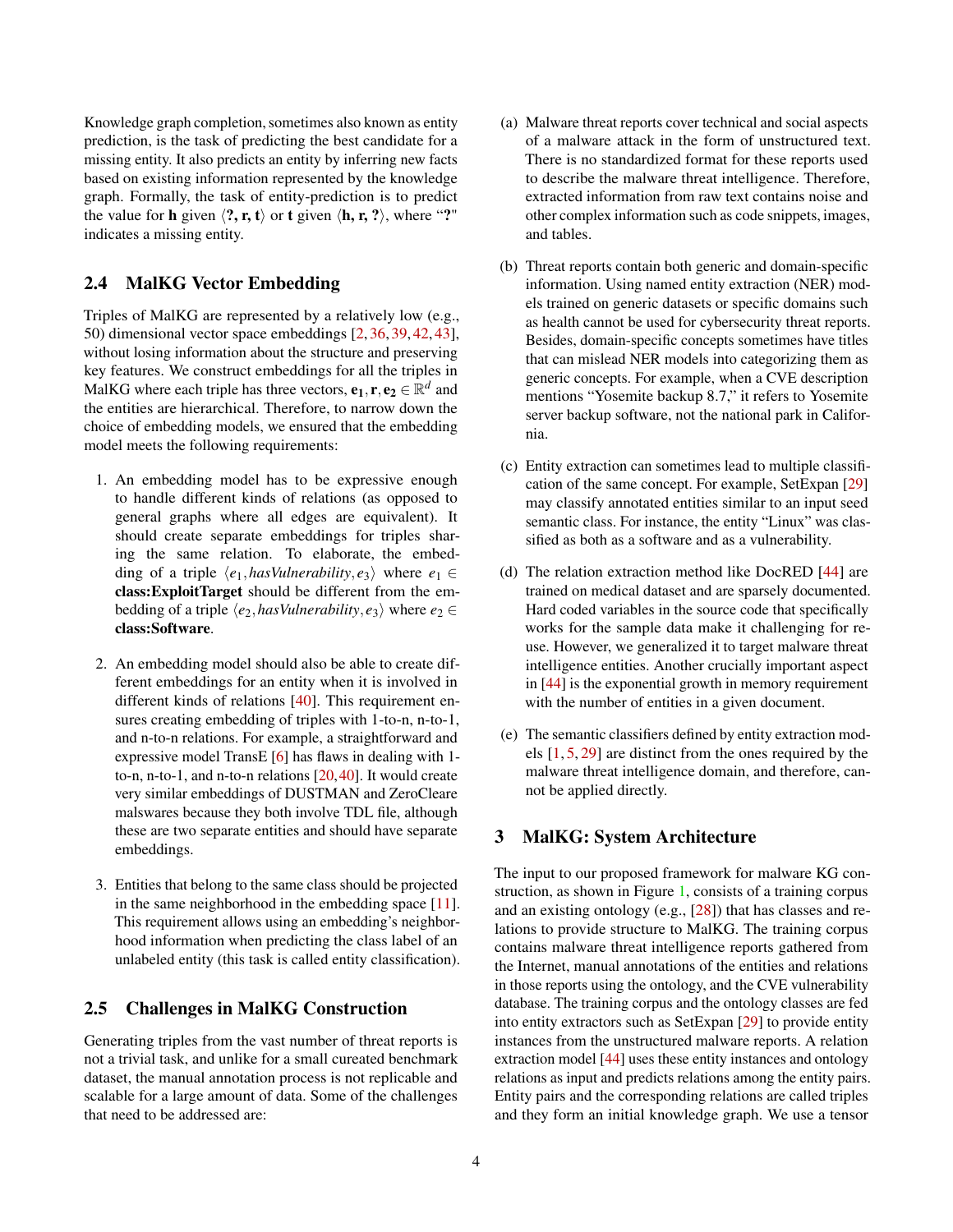Knowledge graph completion, sometimes also known as entity prediction, is the task of predicting the best candidate for a missing entity. It also predicts an entity by inferring new facts based on existing information represented by the knowledge graph. Formally, the task of entity-prediction is to predict the value for **h** given ⟨**?, r, t**⟩ or **t** given ⟨**h, r, ?**⟩, where "**?**" indicates a missing entity.

## 2.4 MalKG Vector Embedding

Triples of MalKG are represented by a relatively low (e.g., 50) dimensional vector space embeddings [2, 36, 39, 42, 43], without losing information about the structure and preserving key features. We construct embeddings for all the triples in MalKG where each triple has three vectors, $\mathbf{e_1}, \mathbf{r}, \mathbf{e_2} \in \mathbb{R}^d$ and the entities are hierarchical. Therefore, to narrow down the choice of embedding models, we ensured that the embedding model meets the following requirements:

1. An embedding model has to be expressive enough to handle different kinds of relations (as opposed to general graphs where all edges are equivalent). It should create separate embeddings for triples sharing the same relation. To elaborate, the embedding of a triple $\langle e_1, hasVulnerability, e_3 \rangle$ where $e_1 \in$ **class:ExploitTarget** should be different from the embedding of a triple $\langle e_2, hasVulnerability, e_3 \rangle$ where $e_2 \in$ **class:Software**.

2. An embedding model should also be able to create different embeddings for an entity when it is involved in different kinds of relations [40]. This requirement ensures creating embedding of triples with 1-to-n, n-to-1, and n-to-n relations. For example, a straightforward and expressive model TransE [6] has flaws in dealing with 1-to-n, n-to-1, and n-to-n relations [20, 40]. It would create very similar embeddings of DUSTMAN and ZeroCleare malswares because they both involve TDL file, although these are two separate entities and should have separate embeddings.

3. Entities that belong to the same class should be projected in the same neighborhood in the embedding space [11]. This requirement allows using an embedding's neighborhood information when predicting the class label of an unlabeled entity (this task is called entity classification).

## 2.5 Challenges in MalKG Construction

Generating triples from the vast number of threat reports is not a trivial task, and unlike for a small curated benchmark dataset, the manual annotation process is not replicable and scalable for a large amount of data. Some of the challenges that need to be addressed are:

(a) Malware threat reports cover technical and social aspects of a malware attack in the form of unstructured text. There is no standardized format for these reports used to describe the malware threat intelligence. Therefore, extracted information from raw text contains noise and other complex information such as code snippets, images, and tables.

(b) Threat reports contain both generic and domain-specific information. Using named entity extraction (NER) models trained on generic datasets or specific domains such as health cannot be used for cybersecurity threat reports. Besides, domain-specific concepts sometimes have titles that can mislead NER models into categorizing them as generic concepts. For example, when a CVE description mentions "Yosemite backup 8.7," it refers to Yosemite server backup software, not the national park in California.

(c) Entity extraction can sometimes lead to multiple classification of the same concept. For example, SetExpan [29] may classify annotated entities similar to an input seed semantic class. For instance, the entity "Linux" was classified as both as a software and as a vulnerability.

(d) The relation extraction method like DocRED [44] are trained on medical dataset and are sparsely documented. Hard coded variables in the source code that specifically works for the sample data make it challenging for reuse. However, we generalized it to target malware threat intelligence entities. Another crucially important aspect in [44] is the exponential growth in memory requirement with the number of entities in a given document.

(e) The semantic classifiers defined by entity extraction models [1, 5, 29] are distinct from the ones required by the malware threat intelligence domain, and therefore, cannot be applied directly.

# 3 MalKG: System Architecture

The input to our proposed framework for malware KG construction, as shown in Figure 1, consists of a training corpus and an existing ontology (e.g., [28]) that has classes and relations to provide structure to MalKG. The training corpus contains malware threat intelligence reports gathered from the Internet, manual annotations of the entities and relations in those reports using the ontology, and the CVE vulnerability database. The training corpus and the ontology classes are fed into entity extractors such as SetExpan [29] to provide entity instances from the unstructured malware reports. A relation extraction model [44] uses these entity instances and ontology relations as input and predicts relations among the entity pairs. Entity pairs and the corresponding relations are called triples and they form an initial knowledge graph. We use a tensor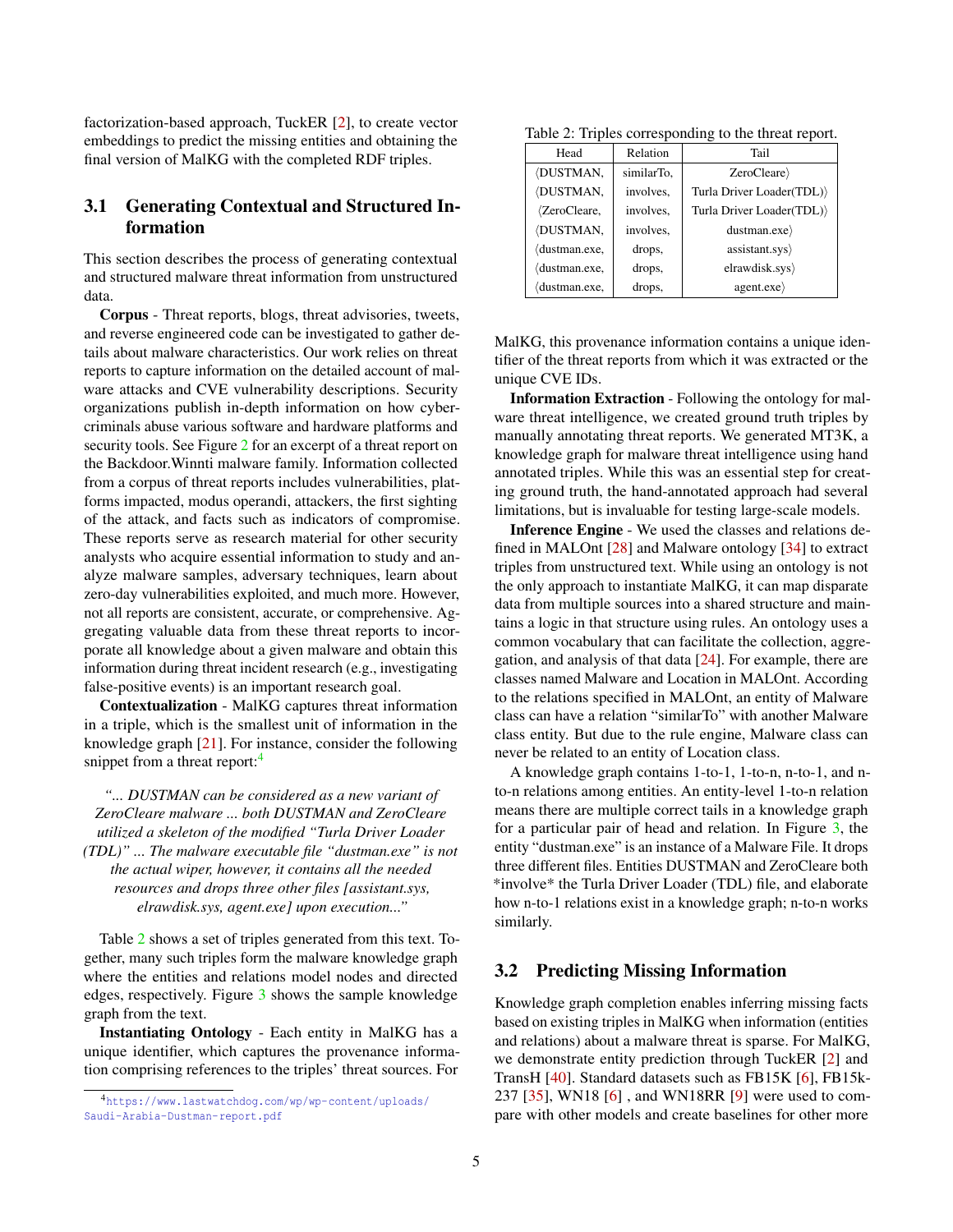factorization-based approach, TuckER [2], to create vector embeddings to predict the missing entities and obtaining the final version of MalKG with the completed RDF triples.

## 3.1 Generating Contextual and Structured Information

This section describes the process of generating contextual and structured malware threat information from unstructured data.

**Corpus** - Threat reports, blogs, threat advisories, tweets, and reverse engineered code can be investigated to gather details about malware characteristics. Our work relies on threat reports to capture information on the detailed account of malware attacks and CVE vulnerability descriptions. Security organizations publish in-depth information on how cybercriminals abuse various software and hardware platforms and security tools. See Figure 2 for an excerpt of a threat report on the Backdoor.Winnti malware family. Information collected from a corpus of threat reports includes vulnerabilities, platforms impacted, modus operandi, attackers, the first sighting of the attack, and facts such as indicators of compromise. These reports serve as research material for other security analysts who acquire essential information to study and analyze malware samples, adversary techniques, learn about zero-day vulnerabilities exploited, and much more. However, not all reports are consistent, accurate, or comprehensive. Aggregating valuable data from these threat reports to incorporate all knowledge about a given malware and obtain this information during threat incident research (e.g., investigating false-positive events) is an important research goal.

**Contextualization** - MalKG captures threat information in a triple, which is the smallest unit of information in the knowledge graph [21]. For instance, consider the following snippet from a threat report:[4]

*"... DUSTMAN can be considered as a new variant of ZeroCleare malware ... both DUSTMAN and ZeroCleare utilized a skeleton of the modified "Turla Driver Loader (TDL)" ... The malware executable file "dustman.exe" is not the actual wiper, however, it contains all the needed resources and drops three other files [assistant.sys, elrawdisk.sys, agent.exe] upon execution..."*

Table 2 shows a set of triples generated from this text. Together, many such triples form the malware knowledge graph where the entities and relations model nodes and directed edges, respectively. Figure 3 shows the sample knowledge graph from the text.

**Instantiating Ontology** - Each entity in MalKG has a unique identifier, which captures the provenance information comprising references to the triples' threat sources. For MalKG, this provenance information contains a unique identifier of the threat reports from which it was extracted or the unique CVE IDs.

Table 2: Triples corresponding to the threat report.

| Head | Relation | Tail |
|---|---|---|
| ⟨DUSTMAN, | similarTo, | ZeroCleare⟩ |
| ⟨DUSTMAN, | involves, | Turla Driver Loader(TDL)⟩ |
| ⟨ZeroCleare, | involves, | Turla Driver Loader(TDL)⟩ |
| ⟨DUSTMAN, | involves, | dustman.exe⟩ |
| ⟨dustman.exe, | drops, | assistant.sys⟩ |
| ⟨dustman.exe, | drops, | elrawdisk.sys⟩ |
| ⟨dustman.exe, | drops, | agent.exe⟩ |

**Information Extraction** - Following the ontology for malware threat intelligence, we created ground truth triples by manually annotating threat reports. We generated MT3K, a knowledge graph for malware threat intelligence using hand annotated triples. While this was an essential step for creating ground truth, the hand-annotated approach had several limitations, but is invaluable for testing large-scale models.

**Inference Engine** - We used the classes and relations defined in MALOnt [28] and Malware ontology [34] to extract triples from unstructured text. While using an ontology is not the only approach to instantiate MalKG, it can map disparate data from multiple sources into a shared structure and maintains a logic in that structure using rules. An ontology uses a common vocabulary that can facilitate the collection, aggregation, and analysis of that data [24]. For example, there are classes named Malware and Location in MALOnt. According to the relations specified in MALOnt, an entity of Malware class can have a relation "similarTo" with another Malware class entity. But due to the rule engine, Malware class can never be related to an entity of Location class.

A knowledge graph contains 1-to-1, 1-to-n, n-to-1, and n-to-n relations among entities. An entity-level 1-to-n relation means there are multiple correct tails in a knowledge graph for a particular pair of head and relation. In Figure 3, the entity "dustman.exe" is an instance of a Malware File. It drops three different files. Entities DUSTMAN and ZeroCleare both *involve* the Turla Driver Loader (TDL) file, and elaborate how n-to-1 relations exist in a knowledge graph; n-to-n works similarly.

## 3.2 Predicting Missing Information

Knowledge graph completion enables inferring missing facts based on existing triples in MalKG when information (entities and relations) about a malware threat is sparse. For MalKG, we demonstrate entity prediction through TuckER [2] and TransH [40]. Standard datasets such as FB15K [6], FB15k-237 [35], WN18 [6] , and WN18RR [9] were used to compare with other models and create baselines for other more

[4] https://www.lastwatchdog.com/wp/wp-content/uploads/Saudi-Arabia-Dustman-report.pdf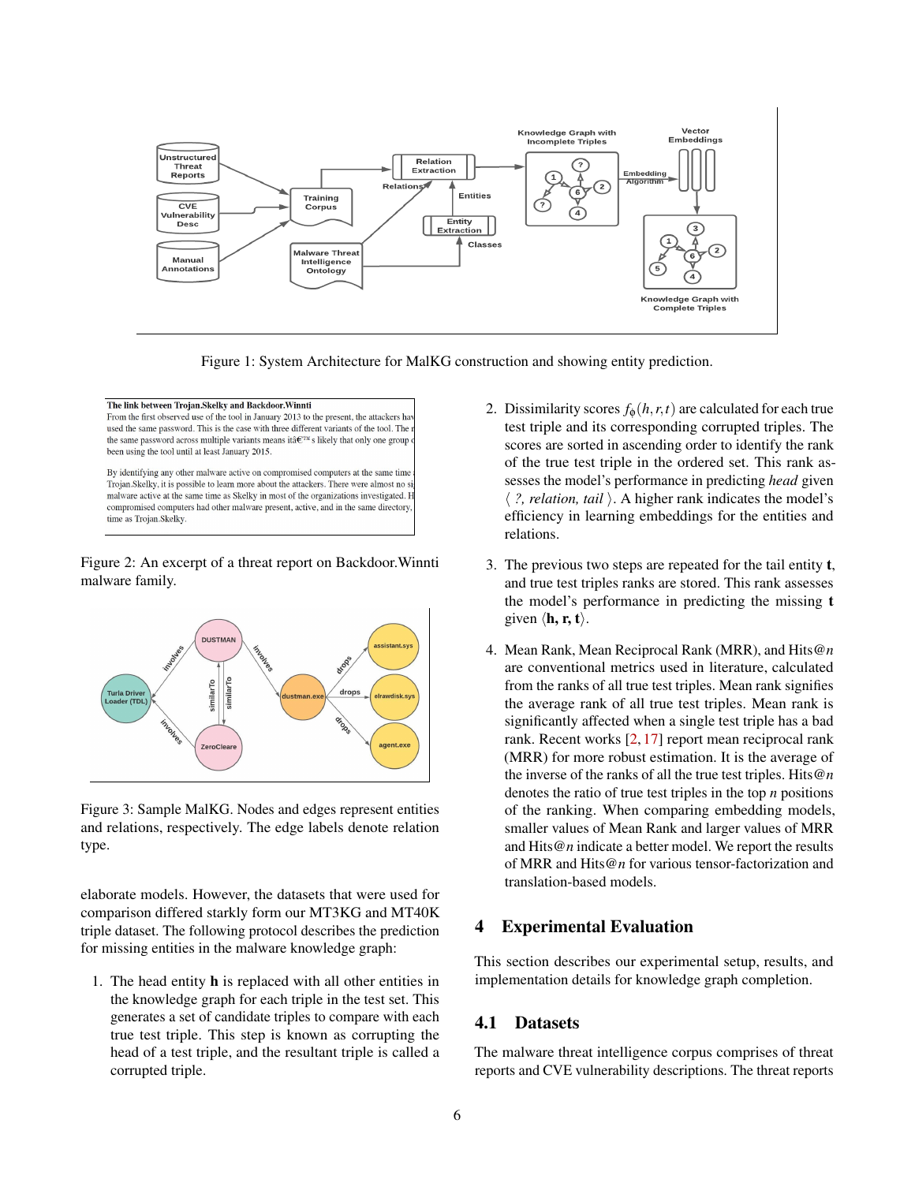Figure 1: System Architecture for MalKG construction and showing entity prediction.

Figure 2: An excerpt of a threat report on Backdoor.Winnti malware family.

Figure 3: Sample MalKG. Nodes and edges represent entities and relations, respectively. The edge labels denote relation type.

elaborate models. However, the datasets that were used for comparison differed starkly form our MT3KG and MT40K triple dataset. The following protocol describes the prediction for missing entities in the malware knowledge graph:

1. The head entity **h** is replaced with all other entities in the knowledge graph for each triple in the test set. This generates a set of candidate triples to compare with each true test triple. This step is known as corrupting the head of a test triple, and the resultant triple is called a corrupted triple.

2. Dissimilarity scores $f_\phi(h,r,t)$ are calculated for each true test triple and its corresponding corrupted triples. The scores are sorted in ascending order to identify the rank of the true test triple in the ordered set. This rank assesses the model's performance in predicting *head* given $\langle$ *?, relation, tail* $\rangle$. A higher rank indicates the model's efficiency in learning embeddings for the entities and relations.

3. The previous two steps are repeated for the tail entity **t**, and true test triples ranks are stored. This rank assesses the model's performance in predicting the missing **t** given $\langle \mathbf{h}, \mathbf{r}, \mathbf{t} \rangle$.

4. Mean Rank, Mean Reciprocal Rank (MRR), and Hits@$n$ are conventional metrics used in literature, calculated from the ranks of all true test triples. Mean rank signifies the average rank of all true test triples. Mean rank is significantly affected when a single test triple has a bad rank. Recent works [2, 17] report mean reciprocal rank (MRR) for more robust estimation. It is the average of the inverse of the ranks of all the true test triples. Hits@$n$ denotes the ratio of true test triples in the top $n$ positions of the ranking. When comparing embedding models, smaller values of Mean Rank and larger values of MRR and Hits@$n$ indicate a better model. We report the results of MRR and Hits@$n$ for various tensor-factorization and translation-based models.

## 4 Experimental Evaluation

This section describes our experimental setup, results, and implementation details for knowledge graph completion.

### 4.1 Datasets

The malware threat intelligence corpus comprises of threat reports and CVE vulnerability descriptions. The threat reports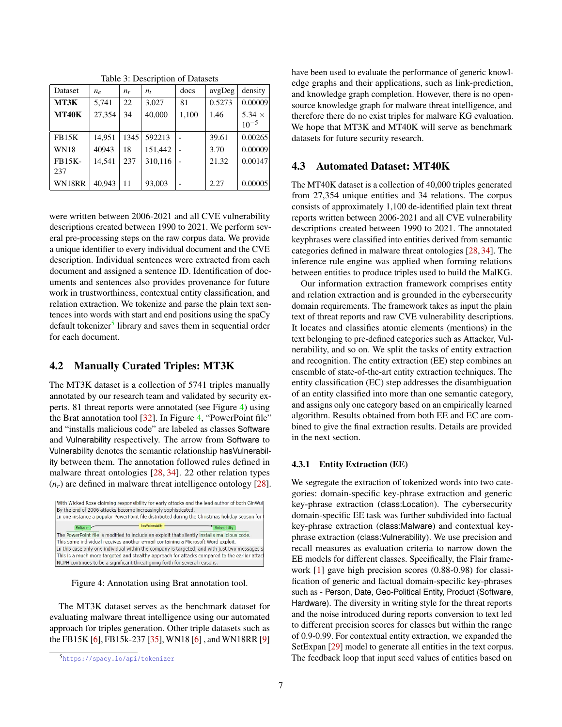Table 3: Description of Datasets

| Dataset | $n_e$ | $n_r$ | $n_t$ | docs | avgDeg | density |
|---|---|---|---|---|---|---|
| **MT3K** | 5,741 | 22 | 3,027 | 81 | 0.5273 | 0.00009 |
| **MT40K** | 27,354 | 34 | 40,000 | 1,100 | 1.46 | $5.34 \times 10^{-5}$ |
| FB15K | 14,951 | 1345 | 592213 | - | 39.61 | 0.00265 |
| WN18 | 40943 | 18 | 151,442 | - | 3.70 | 0.00009 |
| FB15K-237 | 14,541 | 237 | 310,116 | - | 21.32 | 0.00147 |
| WN18RR | 40,943 | 11 | 93,003 | - | 2.27 | 0.00005 |

were written between 2006-2021 and all CVE vulnerability descriptions created between 1990 to 2021. We perform several pre-processing steps on the raw corpus data. We provide a unique identifier to every individual document and the CVE description. Individual sentences were extracted from each document and assigned a sentence ID. Identification of documents and sentences also provides provenance for future work in trustworthiness, contextual entity classification, and relation extraction. We tokenize and parse the plain text sentences into words with start and end positions using the spaCy default tokenizer[5] library and saves them in sequential order for each document.

## 4.2 Manually Curated Triples: MT3K

The MT3K dataset is a collection of 5741 triples manually annotated by our research team and validated by security experts. 81 threat reports were annotated (see Figure 4) using the Brat annotation tool [32]. In Figure 4, "PowerPoint file" and "installs malicious code" are labeled as classes Software and Vulnerability respectively. The arrow from Software to Vulnerability denotes the semantic relationship hasVulnerability between them. The annotation followed rules defined in malware threat ontologies [28, 34]. 22 other relation types ($n_r$) are defined in malware threat intelligence ontology [28].

Figure 4: Annotation using Brat annotation tool.

The MT3K dataset serves as the benchmark dataset for evaluating malware threat intelligence using our automated approach for triples generation. Other triple datasets such as the FB15K [6], FB15k-237 [35], WN18 [6] , and WN18RR [9] have been used to evaluate the performance of generic knowledge graphs and their applications, such as link-prediction, and knowledge graph completion. However, there is no open-source knowledge graph for malware threat intelligence, and therefore there do no exist triples for malware KG evaluation. We hope that MT3K and MT40K will serve as benchmark datasets for future security research.

[5] https://spacy.io/api/tokenizer

## 4.3 Automated Dataset: MT40K

The MT40K dataset is a collection of 40,000 triples generated from 27,354 unique entities and 34 relations. The corpus consists of approximately 1,100 de-identified plain text threat reports written between 2006-2021 and all CVE vulnerability descriptions created between 1990 to 2021. The annotated keyphrases were classified into entities derived from semantic categories defined in malware threat ontologies [28, 34]. The inference rule engine was applied when forming relations between entities to produce triples used to build the MalKG.

Our information extraction framework comprises entity and relation extraction and is grounded in the cybersecurity domain requirements. The framework takes as input the plain text of threat reports and raw CVE vulnerability descriptions. It locates and classifies atomic elements (mentions) in the text belonging to pre-defined categories such as Attacker, Vulnerability, and so on. We split the tasks of entity extraction and recognition. The entity extraction (EE) step combines an ensemble of state-of-the-art entity extraction techniques. The entity classification (EC) step addresses the disambiguation of an entity classified into more than one semantic category, and assigns only one category based on an empirically learned algorithm. Results obtained from both EE and EC are combined to give the final extraction results. Details are provided in the next section.

### 4.3.1 Entity Extraction (EE)

We segregate the extraction of tokenized words into two categories: domain-specific key-phrase extraction and generic key-phrase extraction (class:Location). The cybersecurity domain-specific EE task was further subdivided into factual key-phrase extraction (class:Malware) and contextual key-phrase extraction (class:Vulnerability). We use precision and recall measures as evaluation criteria to narrow down the EE models for different classes. Specifically, the Flair framework [1] gave high precision scores (0.88-0.98) for classification of generic and factual domain-specific key-phrases such as - Person, Date, Geo-Political Entity, Product (Software, Hardware). The diversity in writing style for the threat reports and the noise introduced during reports conversion to text led to different precision scores for classes but within the range of 0.9-0.99. For contextual entity extraction, we expanded the SetExpan [29] model to generate all entities in the text corpus. The feedback loop that input seed values of entities based on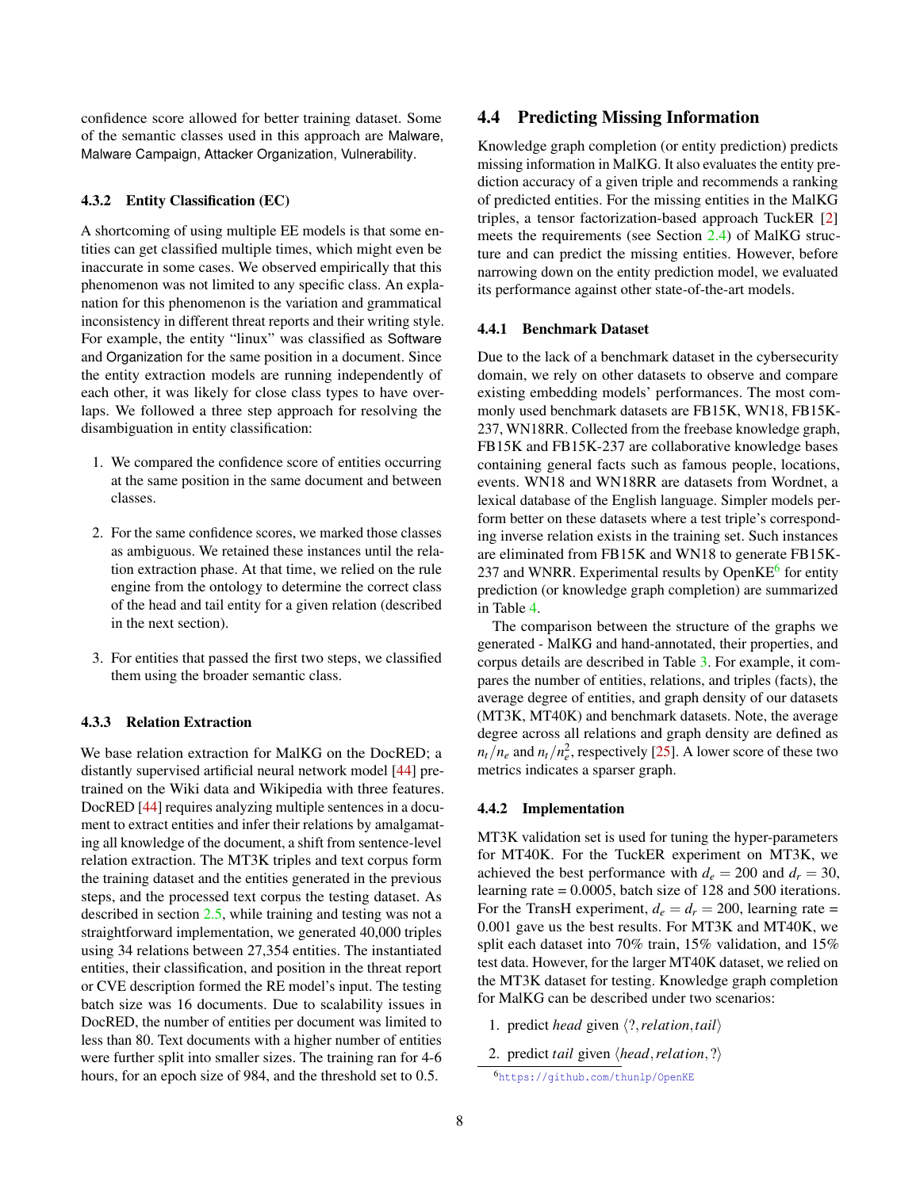confidence score allowed for better training dataset. Some of the semantic classes used in this approach are Malware, Malware Campaign, Attacker Organization, Vulnerability.

#### 4.3.2 Entity Classification (EC)

A shortcoming of using multiple EE models is that some entities can get classified multiple times, which might even be inaccurate in some cases. We observed empirically that this phenomenon was not limited to any specific class. An explanation for this phenomenon is the variation and grammatical inconsistency in different threat reports and their writing style. For example, the entity "linux" was classified as Software and Organization for the same position in a document. Since the entity extraction models are running independently of each other, it was likely for close class types to have overlaps. We followed a three step approach for resolving the disambiguation in entity classification:

1. We compared the confidence score of entities occurring at the same position in the same document and between classes.
2. For the same confidence scores, we marked those classes as ambiguous. We retained these instances until the relation extraction phase. At that time, we relied on the rule engine from the ontology to determine the correct class of the head and tail entity for a given relation (described in the next section).
3. For entities that passed the first two steps, we classified them using the broader semantic class.

#### 4.3.3 Relation Extraction

We base relation extraction for MalKG on the DocRED; a distantly supervised artificial neural network model [44] pretrained on the Wiki data and Wikipedia with three features. DocRED [44] requires analyzing multiple sentences in a document to extract entities and infer their relations by amalgamating all knowledge of the document, a shift from sentence-level relation extraction. The MT3K triples and text corpus form the training dataset and the entities generated in the previous steps, and the processed text corpus the testing dataset. As described in section 2.5, while training and testing was not a straightforward implementation, we generated 40,000 triples using 34 relations between 27,354 entities. The instantiated entities, their classification, and position in the threat report or CVE description formed the RE model's input. The testing batch size was 16 documents. Due to scalability issues in DocRED, the number of entities per document was limited to less than 80. Text documents with a higher number of entities were further split into smaller sizes. The training ran for 4-6 hours, for an epoch size of 984, and the threshold set to 0.5.

### 4.4 Predicting Missing Information

Knowledge graph completion (or entity prediction) predicts missing information in MalKG. It also evaluates the entity prediction accuracy of a given triple and recommends a ranking of predicted entities. For the missing entities in the MalKG triples, a tensor factorization-based approach TuckER [2] meets the requirements (see Section 2.4) of MalKG structure and can predict the missing entities. However, before narrowing down on the entity prediction model, we evaluated its performance against other state-of-the-art models.

#### 4.4.1 Benchmark Dataset

Due to the lack of a benchmark dataset in the cybersecurity domain, we rely on other datasets to observe and compare existing embedding models' performances. The most commonly used benchmark datasets are FB15K, WN18, FB15K-237, WN18RR. Collected from the freebase knowledge graph, FB15K and FB15K-237 are collaborative knowledge bases containing general facts such as famous people, locations, events. WN18 and WN18RR are datasets from Wordnet, a lexical database of the English language. Simpler models perform better on these datasets where a test triple's corresponding inverse relation exists in the training set. Such instances are eliminated from FB15K and WN18 to generate FB15K-237 and WNRR. Experimental results by OpenKE[6] for entity prediction (or knowledge graph completion) are summarized in Table 4.

The comparison between the structure of the graphs we generated - MalKG and hand-annotated, their properties, and corpus details are described in Table 3. For example, it compares the number of entities, relations, and triples (facts), the average degree of entities, and graph density of our datasets (MT3K, MT40K) and benchmark datasets. Note, the average degree across all relations and graph density are defined as $n_t/n_e$ and $n_t/n_e^2$, respectively [25]. A lower score of these two metrics indicates a sparser graph.

#### 4.4.2 Implementation

MT3K validation set is used for tuning the hyper-parameters for MT40K. For the TuckER experiment on MT3K, we achieved the best performance with $d_e = 200$ and $d_r = 30$, learning rate = 0.0005, batch size of 128 and 500 iterations. For the TransH experiment, $d_e = d_r = 200$, learning rate = 0.001 gave us the best results. For MT3K and MT40K, we split each dataset into 70% train, 15% validation, and 15% test data. However, for the larger MT40K dataset, we relied on the MT3K dataset for testing. Knowledge graph completion for MalKG can be described under two scenarios:

1. predict *head* given $\langle ?, relation, tail \rangle$
2. predict *tail* given $\langle head, relation, ? \rangle$

[6] https://github.com/thunlp/OpenKE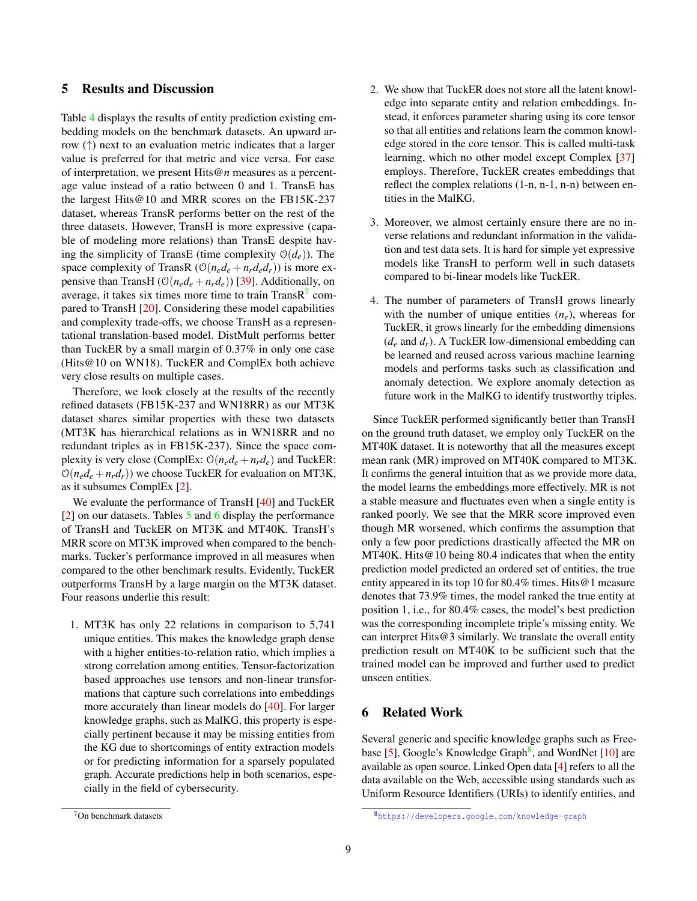## 5 Results and Discussion

Table 4 displays the results of entity prediction existing embedding models on the benchmark datasets. An upward arrow (↑) next to an evaluation metric indicates that a larger value is preferred for that metric and vice versa. For ease of interpretation, we present Hits@$n$ measures as a percentage value instead of a ratio between 0 and 1. TransE has the largest Hits@10 and MRR scores on the FB15K-237 dataset, whereas TransR performs better on the rest of the three datasets. However, TransH is more expressive (capable of modeling more relations) than TransE despite having the simplicity of TransE (time complexity $\mathcal{O}(d_e)$). The space complexity of TransR ($\mathcal{O}(n_e d_e + n_r d_e d_r)$) is more expensive than TransH ($\mathcal{O}(n_e d_e + n_r d_e)$) [39]. Additionally, on average, it takes six times more time to train TransR[7] compared to TransH [20]. Considering these model capabilities and complexity trade-offs, we choose TransH as a representational translation-based model. DistMult performs better than TuckER by a small margin of 0.37% in only one case (Hits@10 on WN18). TuckER and ComplEx both achieve very close results on multiple cases.

Therefore, we look closely at the results of the recently refined datasets (FB15K-237 and WN18RR) as our MT3K dataset shares similar properties with these two datasets (MT3K has hierarchical relations as in WN18RR and no redundant triples as in FB15K-237). Since the space complexity is very close (ComplEx: $\mathcal{O}(n_e d_e + n_r d_e)$ and TuckER: $\mathcal{O}(n_e d_e + n_r d_r)$) we choose TuckER for evaluation on MT3K, as it subsumes ComplEx [2].

We evaluate the performance of TransH [40] and TuckER [2] on our datasets. Tables 5 and 6 display the performance of TransH and TuckER on MT3K and MT40K. TransH's MRR score on MT3K improved when compared to the benchmarks. Tucker's performance improved in all measures when compared to the other benchmark results. Evidently, TuckER outperforms TransH by a large margin on the MT3K dataset. Four reasons underlie this result:

1. MT3K has only 22 relations in comparison to 5,741 unique entities. This makes the knowledge graph dense with a higher entities-to-relation ratio, which implies a strong correlation among entities. Tensor-factorization based approaches use tensors and non-linear transformations that capture such correlations into embeddings more accurately than linear models do [40]. For larger knowledge graphs, such as MalKG, this property is especially pertinent because it may be missing entities from the KG due to shortcomings of entity extraction models or for predicting information for a sparsely populated graph. Accurate predictions help in both scenarios, especially in the field of cybersecurity.

2. We show that TuckER does not store all the latent knowledge into separate entity and relation embeddings. Instead, it enforces parameter sharing using its core tensor so that all entities and relations learn the common knowledge stored in the core tensor. This is called multi-task learning, which no other model except Complex [37] employs. Therefore, TuckER creates embeddings that reflect the complex relations (1-n, n-1, n-n) between entities in the MalKG.

3. Moreover, we almost certainly ensure there are no inverse relations and redundant information in the validation and test data sets. It is hard for simple yet expressive models like TransH to perform well in such datasets compared to bi-linear models like TuckER.

4. The number of parameters of TransH grows linearly with the number of unique entities ($n_e$), whereas for TuckER, it grows linearly for the embedding dimensions ($d_e$ and $d_r$). A TuckER low-dimensional embedding can be learned and reused across various machine learning models and performs tasks such as classification and anomaly detection. We explore anomaly detection as future work in the MalKG to identify trustworthy triples.

Since TuckER performed significantly better than TransH on the ground truth dataset, we employ only TuckER on the MT40K dataset. It is noteworthy that all the measures except mean rank (MR) improved on MT40K compared to MT3K. It confirms the general intuition that as we provide more data, the model learns the embeddings more effectively. MR is not a stable measure and fluctuates even when a single entity is ranked poorly. We see that the MRR score improved even though MR worsened, which confirms the assumption that only a few poor predictions drastically affected the MR on MT40K. Hits@10 being 80.4 indicates that when the entity prediction model predicted an ordered set of entities, the true entity appeared in its top 10 for 80.4% times. Hits@1 measure denotes that 73.9% times, the model ranked the true entity at position 1, i.e., for 80.4% cases, the model's best prediction was the corresponding incomplete triple's missing entity. We can interpret Hits@3 similarly. We translate the overall entity prediction result on MT40K to be sufficient such that the trained model can be improved and further used to predict unseen entities.

## 6 Related Work

Several generic and specific knowledge graphs such as Freebase [5], Google's Knowledge Graph[8], and WordNet [10] are available as open source. Linked Open data [4] refers to all the data available on the Web, accessible using standards such as Uniform Resource Identifiers (URIs) to identify entities, and

[7] On benchmark datasets

[8] https://developers.google.com/knowledge-graph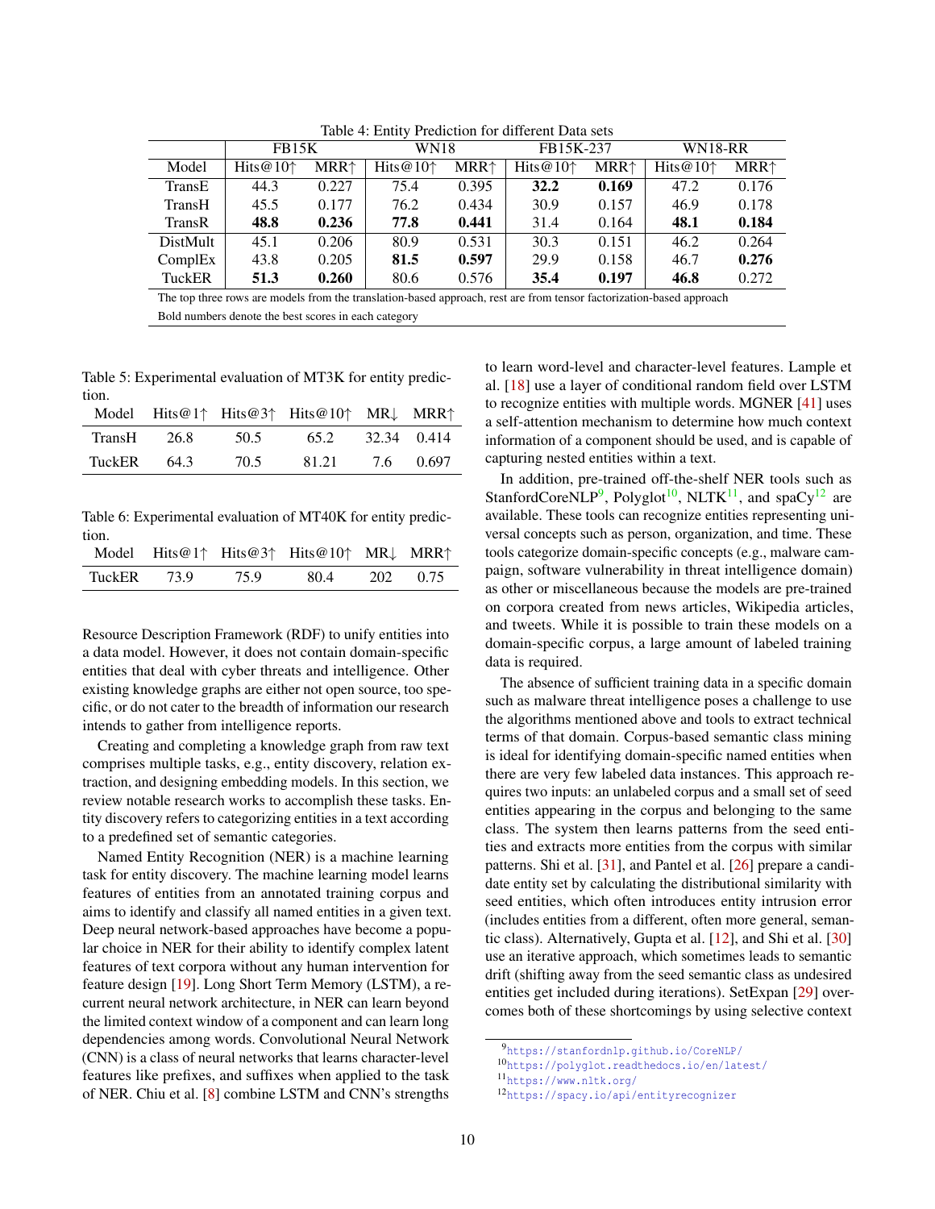Table 4: Entity Prediction for different Data sets

| | FB15K | | WN18 | | FB15K-237 | | WN18-RR | |
|---|---|---|---|---|---|---|---|---|
| Model | Hits@10↑ | MRR↑ | Hits@10↑ | MRR↑ | Hits@10↑ | MRR↑ | Hits@10↑ | MRR↑ |
| TransE | 44.3 | 0.227 | 75.4 | 0.395 | **32.2** | **0.169** | 47.2 | 0.176 |
| TransH | 45.5 | 0.177 | 76.2 | 0.434 | 30.9 | 0.157 | 46.9 | 0.178 |
| TransR | **48.8** | **0.236** | **77.8** | **0.441** | 31.4 | 0.164 | **48.1** | **0.184** |
| DistMult | 45.1 | 0.206 | 80.9 | 0.531 | 30.3 | 0.151 | 46.2 | 0.264 |
| ComplEx | 43.8 | 0.205 | **81.5** | **0.597** | 29.9 | 0.158 | 46.7 | **0.276** |
| TuckER | **51.3** | **0.260** | 80.6 | 0.576 | **35.4** | **0.197** | **46.8** | 0.272 |

The top three rows are models from the translation-based approach, rest are from tensor factorization-based approach

Bold numbers denote the best scores in each category

Table 5: Experimental evaluation of MT3K for entity prediction.

| Model | Hits@1↑ | Hits@3↑ | Hits@10↑ | MR↓ | MRR↑ |
|---|---|---|---|---|---|
| TransH | 26.8 | 50.5 | 65.2 | 32.34 | 0.414 |
| TuckER | 64.3 | 70.5 | 81.21 | 7.6 | 0.697 |

Table 6: Experimental evaluation of MT40K for entity prediction.

| Model | Hits@1↑ | Hits@3↑ | Hits@10↑ | MR↓ | MRR↑ |
|---|---|---|---|---|---|
| TuckER | 73.9 | 75.9 | 80.4 | 202 | 0.75 |

Resource Description Framework (RDF) to unify entities into a data model. However, it does not contain domain-specific entities that deal with cyber threats and intelligence. Other existing knowledge graphs are either not open source, too specific, or do not cater to the breadth of information our research intends to gather from intelligence reports.

Creating and completing a knowledge graph from raw text comprises multiple tasks, e.g., entity discovery, relation extraction, and designing embedding models. In this section, we review notable research works to accomplish these tasks. Entity discovery refers to categorizing entities in a text according to a predefined set of semantic categories.

Named Entity Recognition (NER) is a machine learning task for entity discovery. The machine learning model learns features of entities from an annotated training corpus and aims to identify and classify all named entities in a given text. Deep neural network-based approaches have become a popular choice in NER for their ability to identify complex latent features of text corpora without any human intervention for feature design [19]. Long Short Term Memory (LSTM), a recurrent neural network architecture, in NER can learn beyond the limited context window of a component and can learn long dependencies among words. Convolutional Neural Network (CNN) is a class of neural networks that learns character-level features like prefixes, and suffixes when applied to the task of NER. Chiu et al. [8] combine LSTM and CNN's strengths to learn word-level and character-level features. Lample et al. [18] use a layer of conditional random field over LSTM to recognize entities with multiple words. MGNER [41] uses a self-attention mechanism to determine how much context information of a component should be used, and is capable of capturing nested entities within a text.

In addition, pre-trained off-the-shelf NER tools such as StanfordCoreNLP[9], Polyglot[10], NLTK[11], and spaCy[12] are available. These tools can recognize entities representing universal concepts such as person, organization, and time. These tools categorize domain-specific concepts (e.g., malware campaign, software vulnerability in threat intelligence domain) as other or miscellaneous because the models are pre-trained on corpora created from news articles, Wikipedia articles, and tweets. While it is possible to train these models on a domain-specific corpus, a large amount of labeled training data is required.

The absence of sufficient training data in a specific domain such as malware threat intelligence poses a challenge to use the algorithms mentioned above and tools to extract technical terms of that domain. Corpus-based semantic class mining is ideal for identifying domain-specific named entities when there are very few labeled data instances. This approach requires two inputs: an unlabeled corpus and a small set of seed entities appearing in the corpus and belonging to the same class. The system then learns patterns from the seed entities and extracts more entities from the corpus with similar patterns. Shi et al. [31], and Pantel et al. [26] prepare a candidate entity set by calculating the distributional similarity with seed entities, which often introduces entity intrusion error (includes entities from a different, often more general, semantic class). Alternatively, Gupta et al. [12], and Shi et al. [30] use an iterative approach, which sometimes leads to semantic drift (shifting away from the seed semantic class as undesired entities get included during iterations). SetExpan [29] overcomes both of these shortcomings by using selective context

[9] https://stanfordnlp.github.io/CoreNLP/

[10] https://polyglot.readthedocs.io/en/latest/

[11] https://www.nltk.org/

[12] https://spacy.io/api/entityrecognizer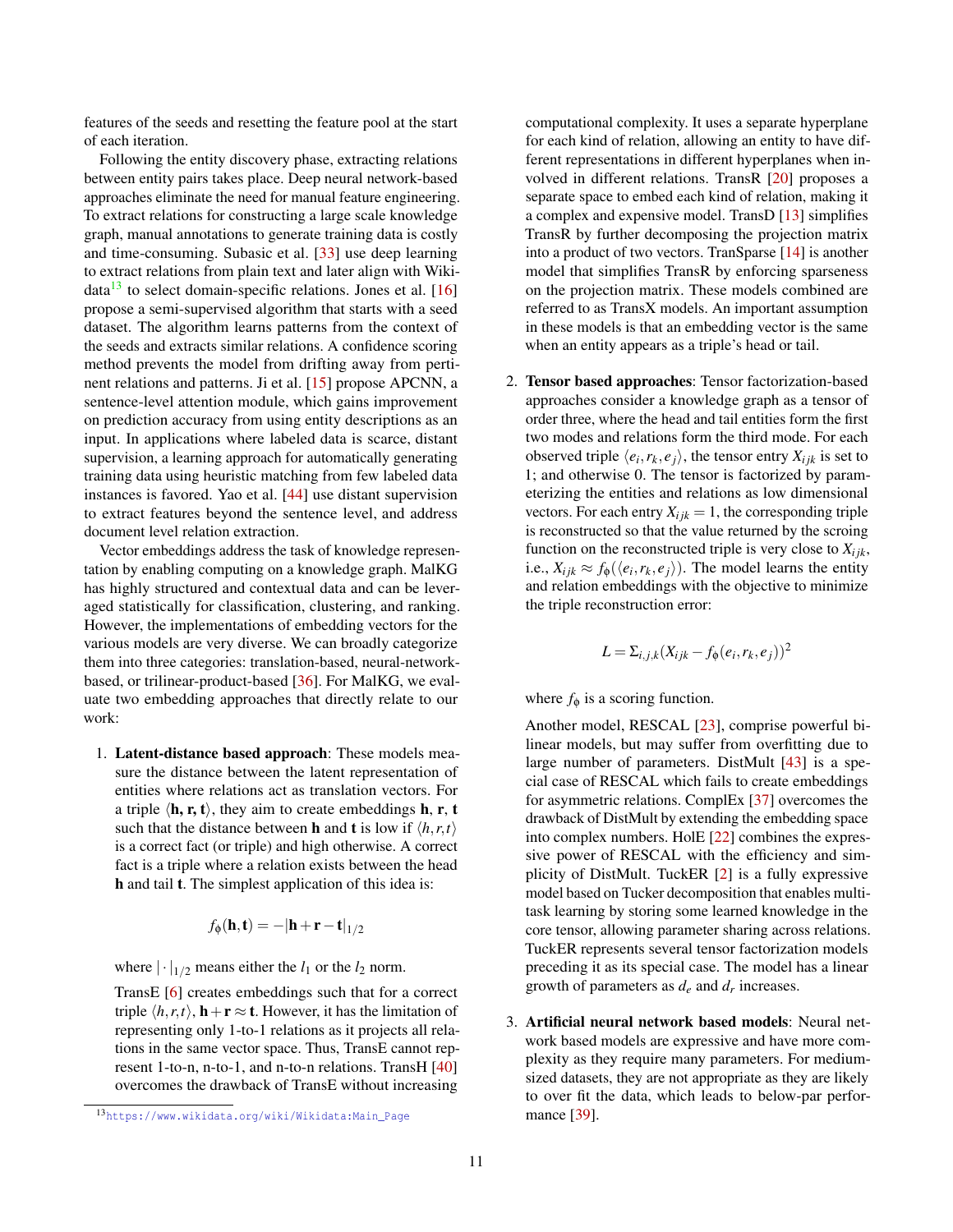features of the seeds and resetting the feature pool at the start of each iteration.

Following the entity discovery phase, extracting relations between entity pairs takes place. Deep neural network-based approaches eliminate the need for manual feature engineering. To extract relations for constructing a large scale knowledge graph, manual annotations to generate training data is costly and time-consuming. Subasic et al. [33] use deep learning to extract relations from plain text and later align with Wikidata[13] to select domain-specific relations. Jones et al. [16] propose a semi-supervised algorithm that starts with a seed dataset. The algorithm learns patterns from the context of the seeds and extracts similar relations. A confidence scoring method prevents the model from drifting away from pertinent relations and patterns. Ji et al. [15] propose APCNN, a sentence-level attention module, which gains improvement on prediction accuracy from using entity descriptions as an input. In applications where labeled data is scarce, distant supervision, a learning approach for automatically generating training data using heuristic matching from few labeled data instances is favored. Yao et al. [44] use distant supervision to extract features beyond the sentence level, and address document level relation extraction.

Vector embeddings address the task of knowledge representation by enabling computing on a knowledge graph. MalKG has highly structured and contextual data and can be leveraged statistically for classification, clustering, and ranking. However, the implementations of embedding vectors for the various models are very diverse. We can broadly categorize them into three categories: translation-based, neural-network-based, or trilinear-product-based [36]. For MalKG, we evaluate two embedding approaches that directly relate to our work:

1. **Latent-distance based approach**: These models measure the distance between the latent representation of entities where relations act as translation vectors. For a triple $\langle \mathbf{h}, \mathbf{r}, \mathbf{t} \rangle$, they aim to create embeddings $\mathbf{h}$, $\mathbf{r}$, $\mathbf{t}$ such that the distance between $\mathbf{h}$ and $\mathbf{t}$ is low if $\langle h, r, t \rangle$ is a correct fact (or triple) and high otherwise. A correct fact is a triple where a relation exists between the head $\mathbf{h}$ and tail $\mathbf{t}$. The simplest application of this idea is:

$$f_\phi(\mathbf{h}, \mathbf{t}) = -|\mathbf{h} + \mathbf{r} - \mathbf{t}|_{1/2}$$

   where $|\cdot|_{1/2}$ means either the $l_1$ or the $l_2$ norm.

   TransE [6] creates embeddings such that for a correct triple $\langle h, r, t \rangle$, $\mathbf{h} + \mathbf{r} \approx \mathbf{t}$. However, it has the limitation of representing only 1-to-1 relations as it projects all relations in the same vector space. Thus, TransE cannot represent 1-to-n, n-to-1, and n-to-n relations. TransH [40] overcomes the drawback of TransE without increasing computational complexity. It uses a separate hyperplane for each kind of relation, allowing an entity to have different representations in different hyperplanes when involved in different relations. TransR [20] proposes a separate space to embed each kind of relation, making it a complex and expensive model. TransD [13] simplifies TransR by further decomposing the projection matrix into a product of two vectors. TranSparse [14] is another model that simplifies TransR by enforcing sparseness on the projection matrix. These models combined are referred to as TransX models. An important assumption in these models is that an embedding vector is the same when an entity appears as a triple's head or tail.

2. **Tensor based approaches**: Tensor factorization-based approaches consider a knowledge graph as a tensor of order three, where the head and tail entities form the first two modes and relations form the third mode. For each observed triple $\langle e_i, r_k, e_j \rangle$, the tensor entry $X_{ijk}$ is set to 1; and otherwise 0. The tensor is factorized by parameterizing the entities and relations as low dimensional vectors. For each entry $X_{ijk} = 1$, the corresponding triple is reconstructed so that the value returned by the scroing function on the reconstructed triple is very close to $X_{ijk}$, i.e., $X_{ijk} \approx f_\phi(\langle e_i, r_k, e_j \rangle)$. The model learns the entity and relation embeddings with the objective to minimize the triple reconstruction error:

$$L = \Sigma_{i,j,k}(X_{ijk} - f_\phi(e_i, r_k, e_j))^2$$

   where $f_\phi$ is a scoring function.

   Another model, RESCAL [23], comprise powerful bilinear models, but may suffer from overfitting due to large number of parameters. DistMult [43] is a special case of RESCAL which fails to create embeddings for asymmetric relations. ComplEx [37] overcomes the drawback of DistMult by extending the embedding space into complex numbers. HolE [22] combines the expressive power of RESCAL with the efficiency and simplicity of DistMult. TuckER [2] is a fully expressive model based on Tucker decomposition that enables multitask learning by storing some learned knowledge in the core tensor, allowing parameter sharing across relations. TuckER represents several tensor factorization models preceding it as its special case. The model has a linear growth of parameters as $d_e$ and $d_r$ increases.

3. **Artificial neural network based models**: Neural network based models are expressive and have more complexity as they require many parameters. For medium-sized datasets, they are not appropriate as they are likely to over fit the data, which leads to below-par performance [39].

[13] https://www.wikidata.org/wiki/Wikidata:Main_Page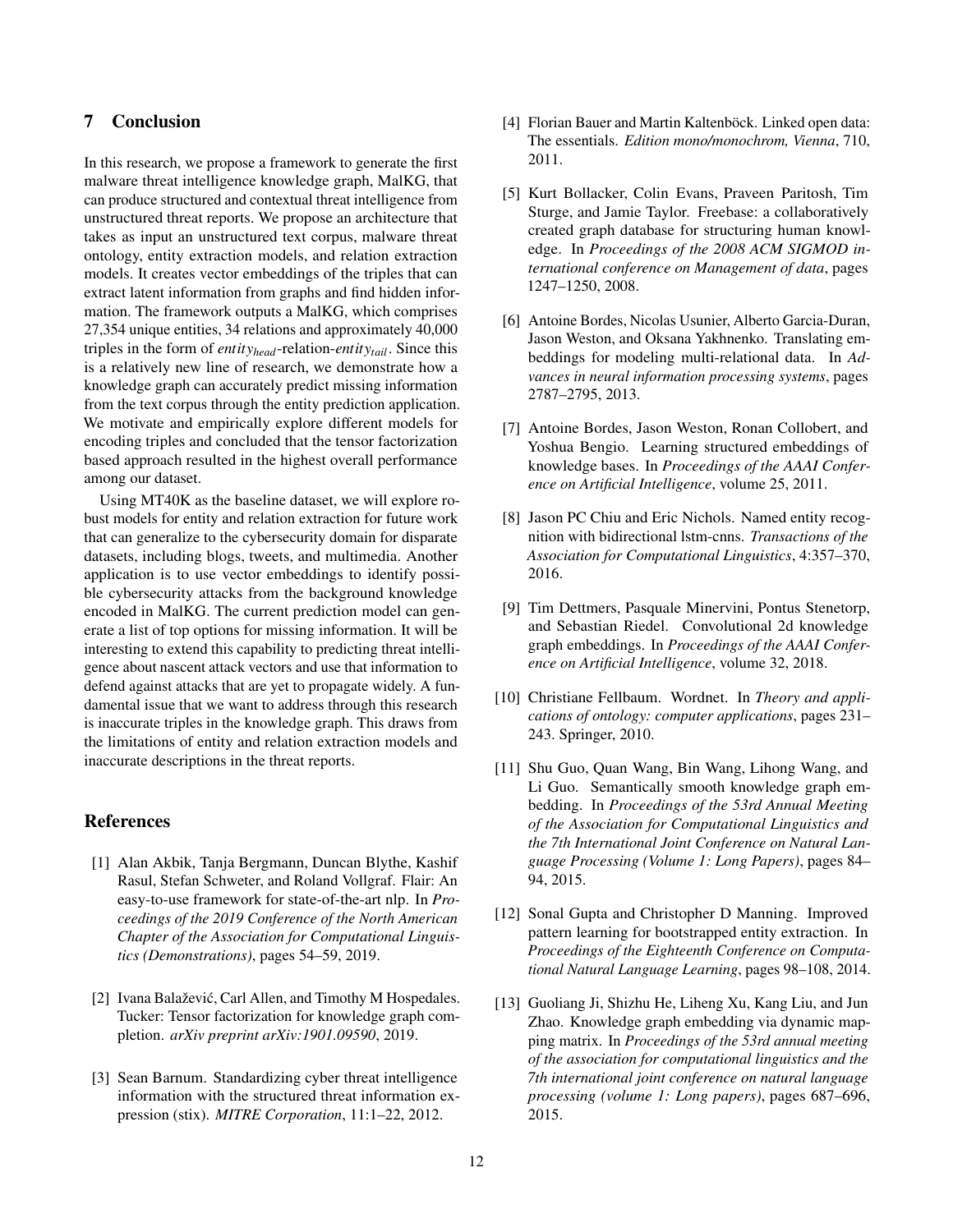## 7 Conclusion

In this research, we propose a framework to generate the first malware threat intelligence knowledge graph, MalKG, that can produce structured and contextual threat intelligence from unstructured threat reports. We propose an architecture that takes as input an unstructured text corpus, malware threat ontology, entity extraction models, and relation extraction models. It creates vector embeddings of the triples that can extract latent information from graphs and find hidden information. The framework outputs a MalKG, which comprises 27,354 unique entities, 34 relations and approximately 40,000 triples in the form of $entity_{head}$-relation-$entity_{tail}$. Since this is a relatively new line of research, we demonstrate how a knowledge graph can accurately predict missing information from the text corpus through the entity prediction application. We motivate and empirically explore different models for encoding triples and concluded that the tensor factorization based approach resulted in the highest overall performance among our dataset.

Using MT40K as the baseline dataset, we will explore robust models for entity and relation extraction for future work that can generalize to the cybersecurity domain for disparate datasets, including blogs, tweets, and multimedia. Another application is to use vector embeddings to identify possible cybersecurity attacks from the background knowledge encoded in MalKG. The current prediction model can generate a list of top options for missing information. It will be interesting to extend this capability to predicting threat intelligence about nascent attack vectors and use that information to defend against attacks that are yet to propagate widely. A fundamental issue that we want to address through this research is inaccurate triples in the knowledge graph. This draws from the limitations of entity and relation extraction models and inaccurate descriptions in the threat reports.

## References

[1] Alan Akbik, Tanja Bergmann, Duncan Blythe, Kashif Rasul, Stefan Schweter, and Roland Vollgraf. Flair: An easy-to-use framework for state-of-the-art nlp. In *Proceedings of the 2019 Conference of the North American Chapter of the Association for Computational Linguistics (Demonstrations)*, pages 54–59, 2019.

[2] Ivana Balažević, Carl Allen, and Timothy M Hospedales. Tucker: Tensor factorization for knowledge graph completion. *arXiv preprint arXiv:1901.09590*, 2019.

[3] Sean Barnum. Standardizing cyber threat intelligence information with the structured threat information expression (stix). *MITRE Corporation*, 11:1–22, 2012.

[4] Florian Bauer and Martin Kaltenböck. Linked open data: The essentials. *Edition mono/monochrom, Vienna*, 710, 2011.

[5] Kurt Bollacker, Colin Evans, Praveen Paritosh, Tim Sturge, and Jamie Taylor. Freebase: a collaboratively created graph database for structuring human knowledge. In *Proceedings of the 2008 ACM SIGMOD international conference on Management of data*, pages 1247–1250, 2008.

[6] Antoine Bordes, Nicolas Usunier, Alberto Garcia-Duran, Jason Weston, and Oksana Yakhnenko. Translating embeddings for modeling multi-relational data. In *Advances in neural information processing systems*, pages 2787–2795, 2013.

[7] Antoine Bordes, Jason Weston, Ronan Collobert, and Yoshua Bengio. Learning structured embeddings of knowledge bases. In *Proceedings of the AAAI Conference on Artificial Intelligence*, volume 25, 2011.

[8] Jason PC Chiu and Eric Nichols. Named entity recognition with bidirectional lstm-cnns. *Transactions of the Association for Computational Linguistics*, 4:357–370, 2016.

[9] Tim Dettmers, Pasquale Minervini, Pontus Stenetorp, and Sebastian Riedel. Convolutional 2d knowledge graph embeddings. In *Proceedings of the AAAI Conference on Artificial Intelligence*, volume 32, 2018.

[10] Christiane Fellbaum. Wordnet. In *Theory and applications of ontology: computer applications*, pages 231–243. Springer, 2010.

[11] Shu Guo, Quan Wang, Bin Wang, Lihong Wang, and Li Guo. Semantically smooth knowledge graph embedding. In *Proceedings of the 53rd Annual Meeting of the Association for Computational Linguistics and the 7th International Joint Conference on Natural Language Processing (Volume 1: Long Papers)*, pages 84–94, 2015.

[12] Sonal Gupta and Christopher D Manning. Improved pattern learning for bootstrapped entity extraction. In *Proceedings of the Eighteenth Conference on Computational Natural Language Learning*, pages 98–108, 2014.

[13] Guoliang Ji, Shizhu He, Liheng Xu, Kang Liu, and Jun Zhao. Knowledge graph embedding via dynamic mapping matrix. In *Proceedings of the 53rd annual meeting of the association for computational linguistics and the 7th international joint conference on natural language processing (volume 1: Long papers)*, pages 687–696, 2015.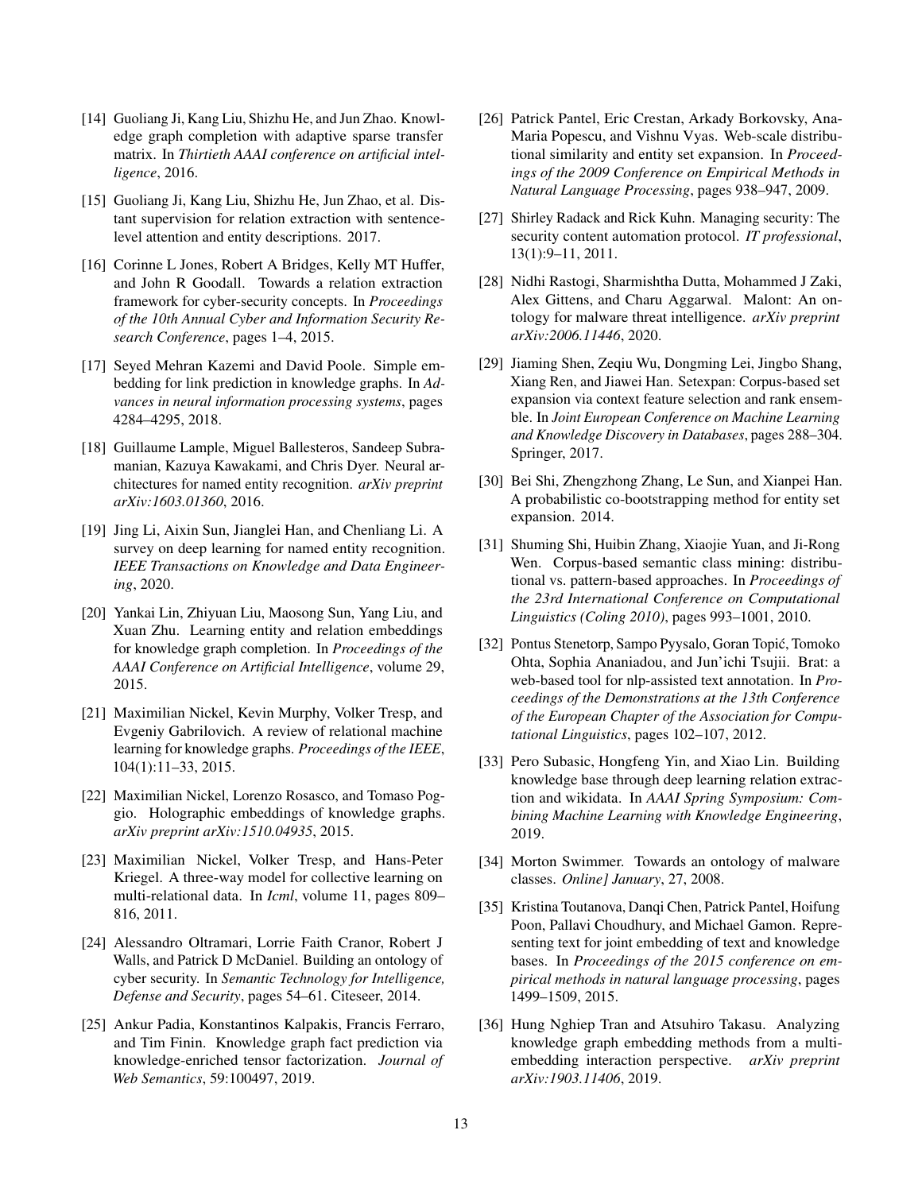[14] Guoliang Ji, Kang Liu, Shizhu He, and Jun Zhao. Knowledge graph completion with adaptive sparse transfer matrix. In *Thirtieth AAAI conference on artificial intelligence*, 2016.

[15] Guoliang Ji, Kang Liu, Shizhu He, Jun Zhao, et al. Distant supervision for relation extraction with sentence-level attention and entity descriptions. 2017.

[16] Corinne L Jones, Robert A Bridges, Kelly MT Huffer, and John R Goodall. Towards a relation extraction framework for cyber-security concepts. In *Proceedings of the 10th Annual Cyber and Information Security Research Conference*, pages 1–4, 2015.

[17] Seyed Mehran Kazemi and David Poole. Simple embedding for link prediction in knowledge graphs. In *Advances in neural information processing systems*, pages 4284–4295, 2018.

[18] Guillaume Lample, Miguel Ballesteros, Sandeep Subramanian, Kazuya Kawakami, and Chris Dyer. Neural architectures for named entity recognition. *arXiv preprint arXiv:1603.01360*, 2016.

[19] Jing Li, Aixin Sun, Jianglei Han, and Chenliang Li. A survey on deep learning for named entity recognition. *IEEE Transactions on Knowledge and Data Engineering*, 2020.

[20] Yankai Lin, Zhiyuan Liu, Maosong Sun, Yang Liu, and Xuan Zhu. Learning entity and relation embeddings for knowledge graph completion. In *Proceedings of the AAAI Conference on Artificial Intelligence*, volume 29, 2015.

[21] Maximilian Nickel, Kevin Murphy, Volker Tresp, and Evgeniy Gabrilovich. A review of relational machine learning for knowledge graphs. *Proceedings of the IEEE*, 104(1):11–33, 2015.

[22] Maximilian Nickel, Lorenzo Rosasco, and Tomaso Poggio. Holographic embeddings of knowledge graphs. *arXiv preprint arXiv:1510.04935*, 2015.

[23] Maximilian Nickel, Volker Tresp, and Hans-Peter Kriegel. A three-way model for collective learning on multi-relational data. In *Icml*, volume 11, pages 809–816, 2011.

[24] Alessandro Oltramari, Lorrie Faith Cranor, Robert J Walls, and Patrick D McDaniel. Building an ontology of cyber security. In *Semantic Technology for Intelligence, Defense and Security*, pages 54–61. Citeseer, 2014.

[25] Ankur Padia, Konstantinos Kalpakis, Francis Ferraro, and Tim Finin. Knowledge graph fact prediction via knowledge-enriched tensor factorization. *Journal of Web Semantics*, 59:100497, 2019.

[26] Patrick Pantel, Eric Crestan, Arkady Borkovsky, Ana-Maria Popescu, and Vishnu Vyas. Web-scale distributional similarity and entity set expansion. In *Proceedings of the 2009 Conference on Empirical Methods in Natural Language Processing*, pages 938–947, 2009.

[27] Shirley Radack and Rick Kuhn. Managing security: The security content automation protocol. *IT professional*, 13(1):9–11, 2011.

[28] Nidhi Rastogi, Sharmishtha Dutta, Mohammed J Zaki, Alex Gittens, and Charu Aggarwal. Malont: An ontology for malware threat intelligence. *arXiv preprint arXiv:2006.11446*, 2020.

[29] Jiaming Shen, Zeqiu Wu, Dongming Lei, Jingbo Shang, Xiang Ren, and Jiawei Han. Setexpan: Corpus-based set expansion via context feature selection and rank ensemble. In *Joint European Conference on Machine Learning and Knowledge Discovery in Databases*, pages 288–304. Springer, 2017.

[30] Bei Shi, Zhengzhong Zhang, Le Sun, and Xianpei Han. A probabilistic co-bootstrapping method for entity set expansion. 2014.

[31] Shuming Shi, Huibin Zhang, Xiaojie Yuan, and Ji-Rong Wen. Corpus-based semantic class mining: distributional vs. pattern-based approaches. In *Proceedings of the 23rd International Conference on Computational Linguistics (Coling 2010)*, pages 993–1001, 2010.

[32] Pontus Stenetorp, Sampo Pyysalo, Goran Topić, Tomoko Ohta, Sophia Ananiadou, and Jun'ichi Tsujii. Brat: a web-based tool for nlp-assisted text annotation. In *Proceedings of the Demonstrations at the 13th Conference of the European Chapter of the Association for Computational Linguistics*, pages 102–107, 2012.

[33] Pero Subasic, Hongfeng Yin, and Xiao Lin. Building knowledge base through deep learning relation extraction and wikidata. In *AAAI Spring Symposium: Combining Machine Learning with Knowledge Engineering*, 2019.

[34] Morton Swimmer. Towards an ontology of malware classes. *Online] January*, 27, 2008.

[35] Kristina Toutanova, Danqi Chen, Patrick Pantel, Hoifung Poon, Pallavi Choudhury, and Michael Gamon. Representing text for joint embedding of text and knowledge bases. In *Proceedings of the 2015 conference on empirical methods in natural language processing*, pages 1499–1509, 2015.

[36] Hung Nghiep Tran and Atsuhiro Takasu. Analyzing knowledge graph embedding methods from a multi-embedding interaction perspective. *arXiv preprint arXiv:1903.11406*, 2019.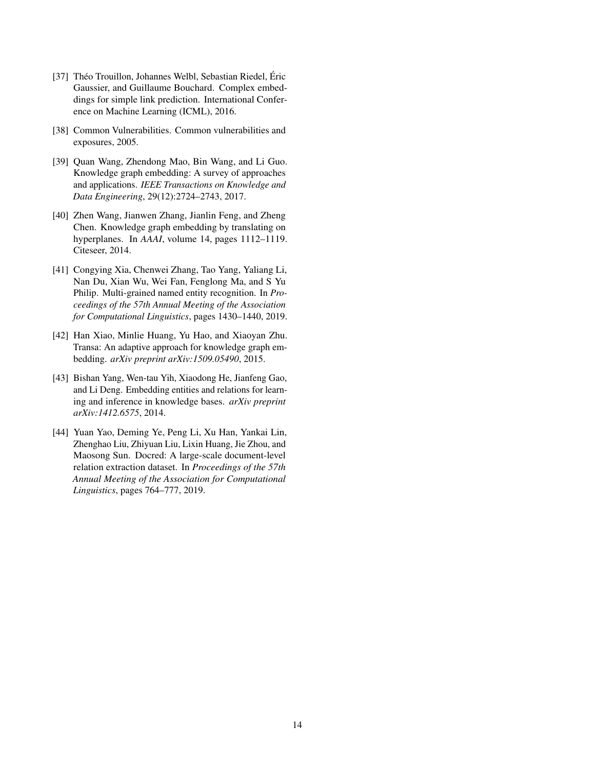[37] Théo Trouillon, Johannes Welbl, Sebastian Riedel, Éric Gaussier, and Guillaume Bouchard. Complex embeddings for simple link prediction. International Conference on Machine Learning (ICML), 2016.

[38] Common Vulnerabilities. Common vulnerabilities and exposures, 2005.

[39] Quan Wang, Zhendong Mao, Bin Wang, and Li Guo. Knowledge graph embedding: A survey of approaches and applications. *IEEE Transactions on Knowledge and Data Engineering*, 29(12):2724–2743, 2017.

[40] Zhen Wang, Jianwen Zhang, Jianlin Feng, and Zheng Chen. Knowledge graph embedding by translating on hyperplanes. In *AAAI*, volume 14, pages 1112–1119. Citeseer, 2014.

[41] Congying Xia, Chenwei Zhang, Tao Yang, Yaliang Li, Nan Du, Xian Wu, Wei Fan, Fenglong Ma, and S Yu Philip. Multi-grained named entity recognition. In *Proceedings of the 57th Annual Meeting of the Association for Computational Linguistics*, pages 1430–1440, 2019.

[42] Han Xiao, Minlie Huang, Yu Hao, and Xiaoyan Zhu. Transa: An adaptive approach for knowledge graph embedding. *arXiv preprint arXiv:1509.05490*, 2015.

[43] Bishan Yang, Wen-tau Yih, Xiaodong He, Jianfeng Gao, and Li Deng. Embedding entities and relations for learning and inference in knowledge bases. *arXiv preprint arXiv:1412.6575*, 2014.

[44] Yuan Yao, Deming Ye, Peng Li, Xu Han, Yankai Lin, Zhenghao Liu, Zhiyuan Liu, Lixin Huang, Jie Zhou, and Maosong Sun. Docred: A large-scale document-level relation extraction dataset. In *Proceedings of the 57th Annual Meeting of the Association for Computational Linguistics*, pages 764–777, 2019.